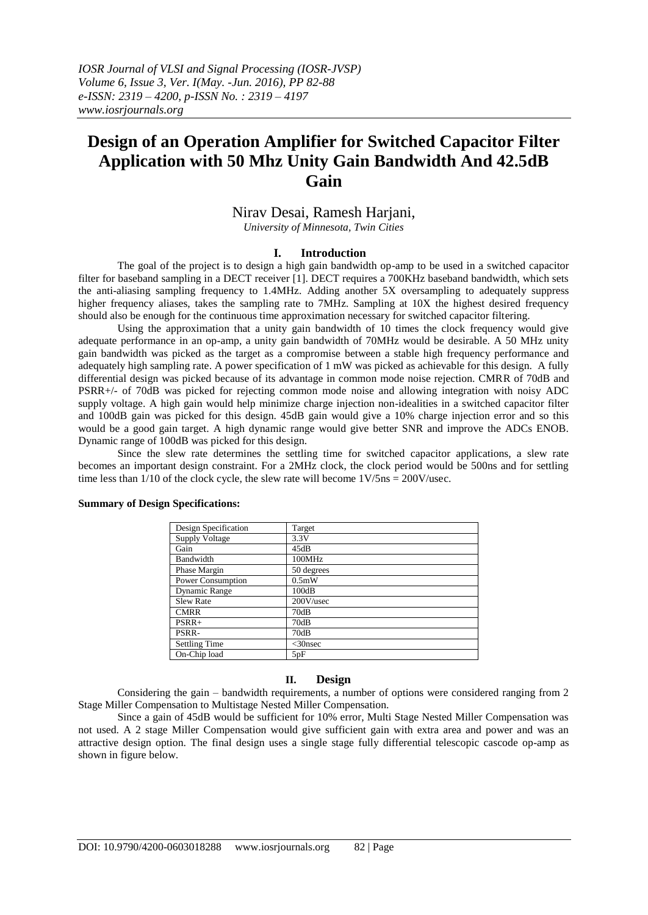# Design of an Operation Amplifier for Switched Capacitor Filter Application with 50 Mhz Unity Gain Bandwidth And 42.5dB Gain

Nirav Desai, Ramesh Harjani,

*University of Minnesota, Twin Cities*

## I. Introduction

The goal of the project is to design a high gain bandwidth op-amp to be used in a switched capacitor filter for baseband sampling in a DECT receiver [1]. DECT requires a 700KHz baseband bandwidth, which sets the anti-aliasing sampling frequency to 1.4MHz. Adding another 5X oversampling to adequately suppress higher frequency aliases, takes the sampling rate to 7MHz. Sampling at 10X the highest desired frequency should also be enough for the continuous time approximation necessary for switched capacitor filtering.

Using the approximation that a unity gain bandwidth of 10 times the clock frequency would give adequate performance in an op-amp, a unity gain bandwidth of 70MHz would be desirable. A 50 MHz unity gain bandwidth was picked as the target as a compromise between a stable high frequency performance and adequately high sampling rate. A power specification of 1 mW was picked as achievable for this design. A fully differential design was picked because of its advantage in common mode noise rejection. CMRR of 70dB and PSRR+/- of 70dB was picked for rejecting common mode noise and allowing integration with noisy ADC supply voltage. A high gain would help minimize charge injection non-idealities in a switched capacitor filter and 100dB gain was picked for this design. 45dB gain would give a 10% charge injection error and so this would be a good gain target. A high dynamic range would give better SNR and improve the ADCs ENOB. Dynamic range of 100dB was picked for this design.

Since the slew rate determines the settling time for switched capacitor applications, a slew rate becomes an important design constraint. For a 2MHz clock, the clock period would be 500ns and for settling time less than 1/10 of the clock cycle, the slew rate will become 1V/5ns = 200V/usec.

**Summary of Design Specifications:**

| Design Specification | Target |
|---|---|
| Supply Voltage | 3.3V |
| Gain | 45dB |
| Bandwidth | 100MHz |
| Phase Margin | 50 degrees |
| Power Consumption | 0.5mW |
| Dynamic Range | 100dB |
| Slew Rate | 200V/usec |
| CMRR | 70dB |
| PSRR+ | 70dB |
| PSRR- | 70dB |
| Settling Time | <30nsec |
| On-Chip load | 5pF |

## II. Design

Considering the gain – bandwidth requirements, a number of options were considered ranging from 2 Stage Miller Compensation to Multistage Nested Miller Compensation.

Since a gain of 45dB would be sufficient for 10% error, Multi Stage Nested Miller Compensation was not used. A 2 stage Miller Compensation would give sufficient gain with extra area and power and was an attractive design option. The final design uses a single stage fully differential telescopic cascode op-amp as shown in figure below.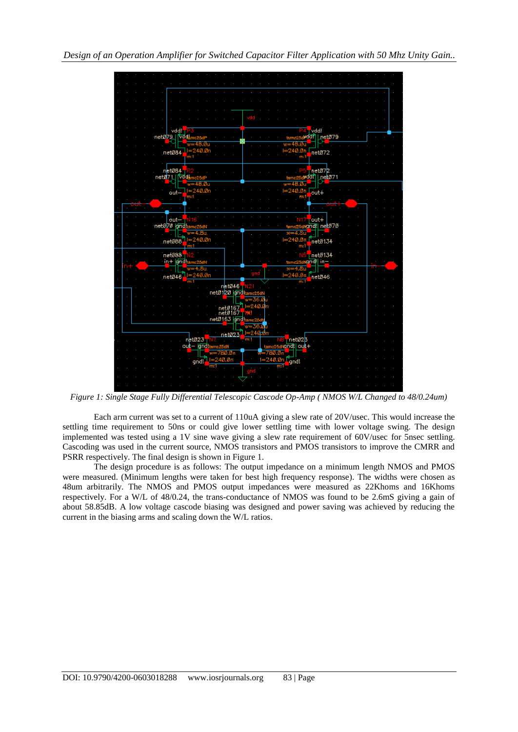*Figure 1: Single Stage Fully Differential Telescopic Cascode Op-Amp ( NMOS W/L Changed to 48/0.24um)*

Each arm current was set to a current of 110uA giving a slew rate of 20V/usec. This would increase the settling time requirement to 50ns or could give lower settling time with lower voltage swing. The design implemented was tested using a 1V sine wave giving a slew rate requirement of 60V/usec for 5nsec settling. Cascoding was used in the current source, NMOS transistors and PMOS transistors to improve the CMRR and PSRR respectively. The final design is shown in Figure 1.

The design procedure is as follows: The output impedance on a minimum length NMOS and PMOS were measured. (Minimum lengths were taken for best high frequency response). The widths were chosen as 48um arbitrarily. The NMOS and PMOS output impedances were measured as 22Khoms and 16Khoms respectively. For a W/L of 48/0.24, the trans-conductance of NMOS was found to be 2.6mS giving a gain of about 58.85dB. A low voltage cascode biasing was designed and power saving was achieved by reducing the current in the biasing arms and scaling down the W/L ratios.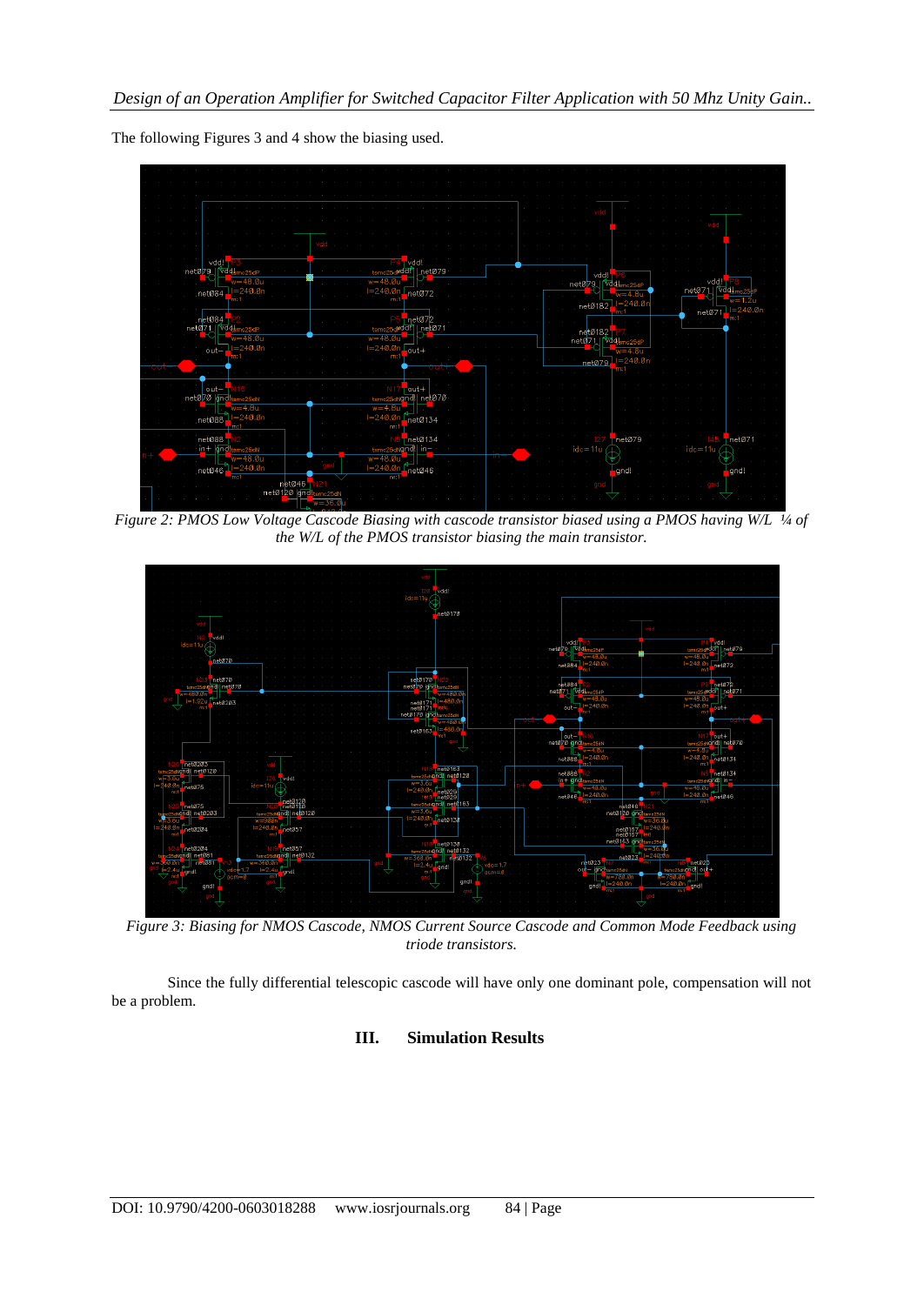The following Figures 3 and 4 show the biasing used.

*Figure 2: PMOS Low Voltage Cascode Biasing with cascode transistor biased using a PMOS having W/L ¼ of the W/L of the PMOS transistor biasing the main transistor.*

*Figure 3: Biasing for NMOS Cascode, NMOS Current Source Cascode and Common Mode Feedback using triode transistors.*

Since the fully differential telescopic cascode will have only one dominant pole, compensation will not be a problem.

## III. Simulation Results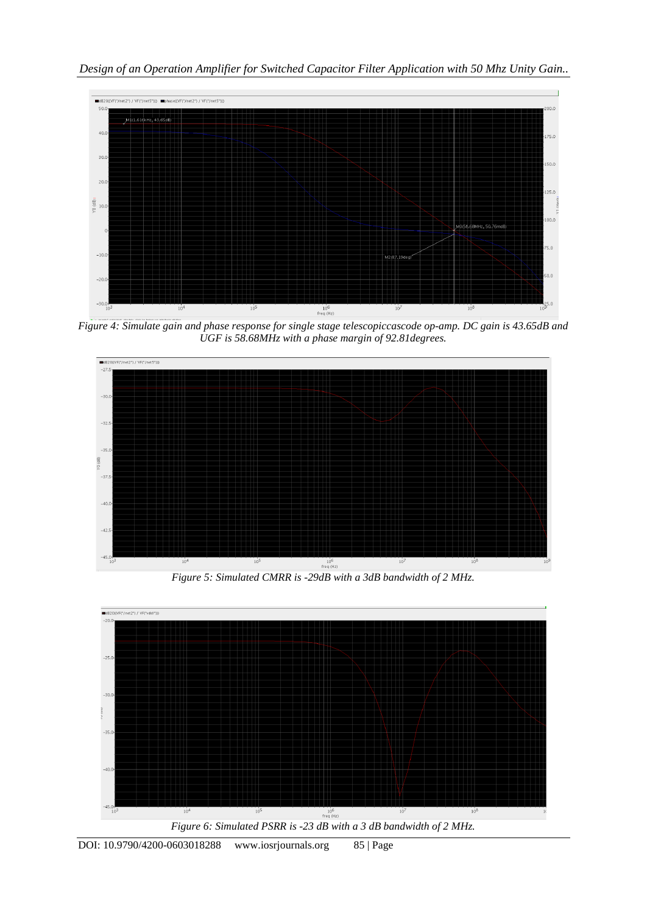*Figure 4: Simulate gain and phase response for single stage telescopiccascode op-amp. DC gain is 43.65dB and UGF is 58.68MHz with a phase margin of 92.81degrees.*

*Figure 5: Simulated CMRR is -29dB with a 3dB bandwidth of 2 MHz.*

*Figure 6: Simulated PSRR is -23 dB with a 3 dB bandwidth of 2 MHz.*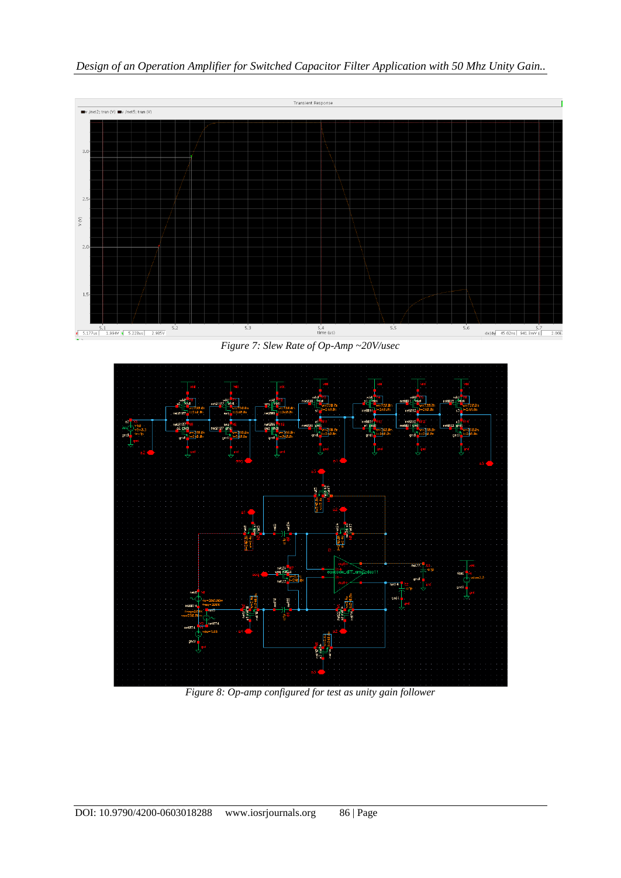Figure 7: Slew Rate of Op-Amp ~20V/usec

Figure 8: Op-amp configured for test as unity gain follower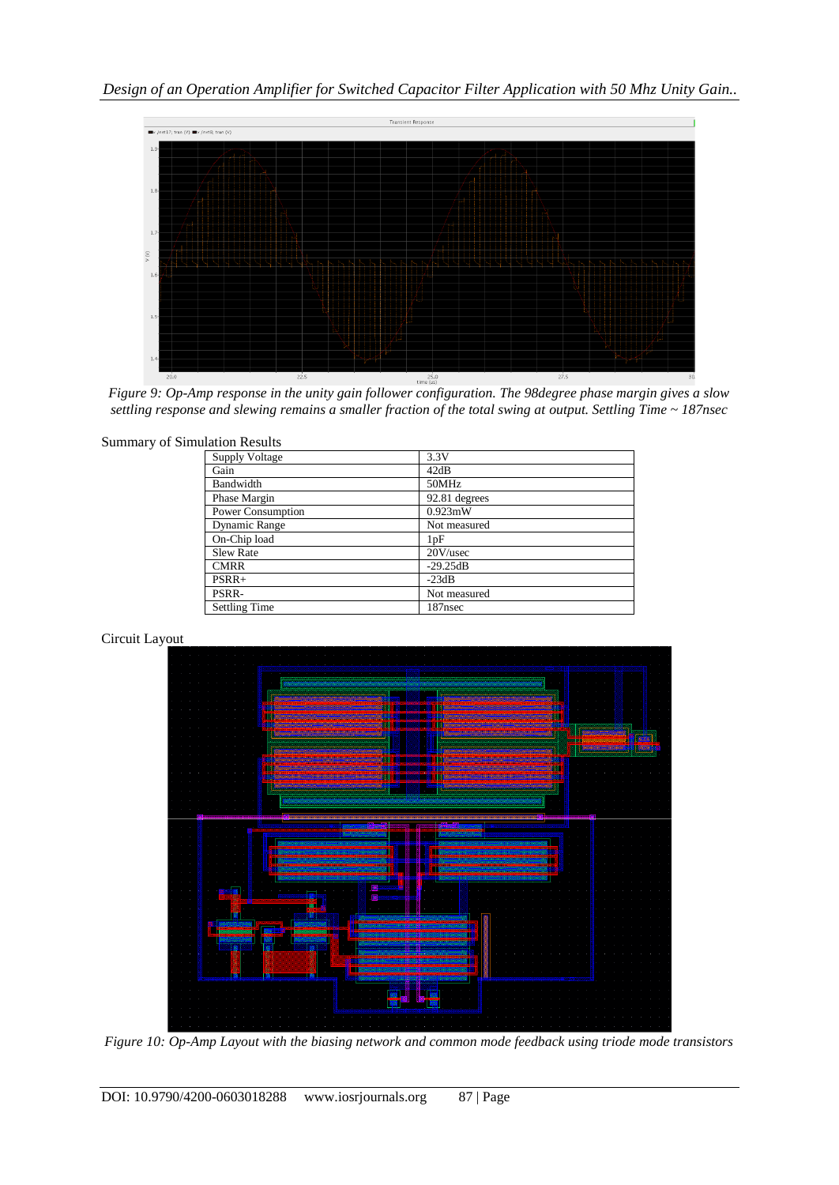Figure 9: Op-Amp response in the unity gain follower configuration. The 98degree phase margin gives a slow settling response and slewing remains a smaller fraction of the total swing at output. Settling Time ~ 187nsec

Summary of Simulation Results

| Parameter | Value |
|---|---|
| Supply Voltage | 3.3V |
| Gain | 42dB |
| Bandwidth | 50MHz |
| Phase Margin | 92.81 degrees |
| Power Consumption | 0.923mW |
| Dynamic Range | Not measured |
| On-Chip load | 1pF |
| Slew Rate | 20V/usec |
| CMRR | -29.25dB |
| PSRR+ | -23dB |
| PSRR- | Not measured |
| Settling Time | 187nsec |

Circuit Layout

Figure 10: Op-Amp Layout with the biasing network and common mode feedback using triode mode transistors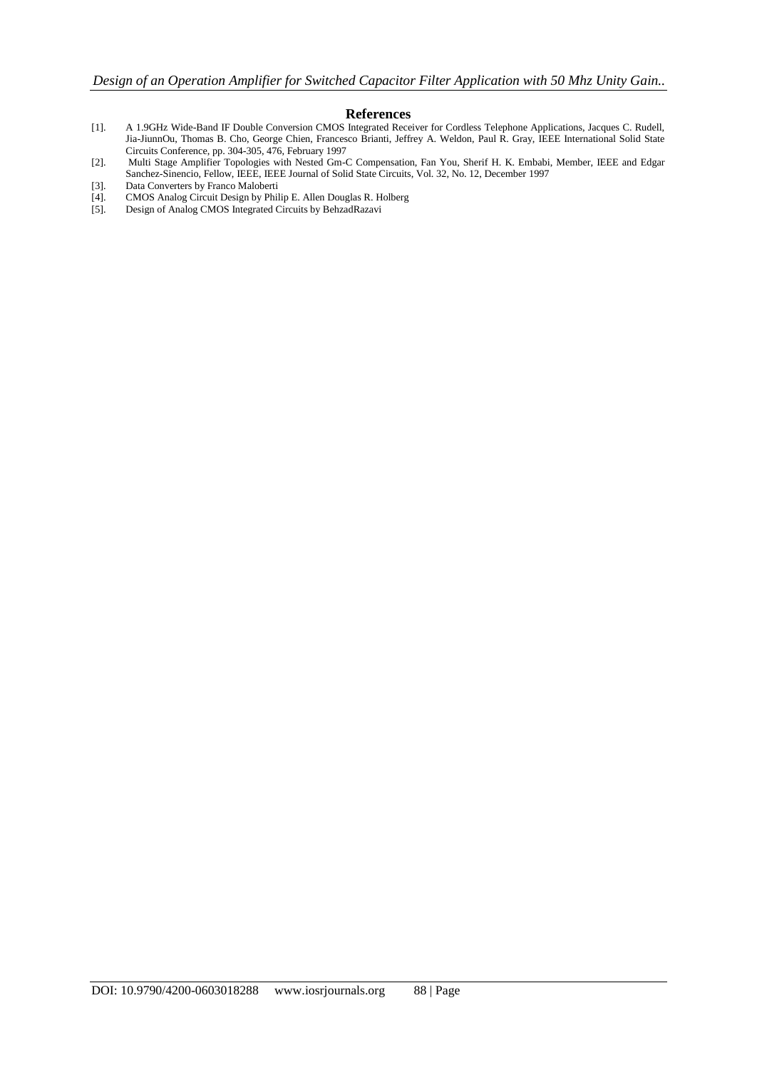## References

[1]. A 1.9GHz Wide-Band IF Double Conversion CMOS Integrated Receiver for Cordless Telephone Applications, Jacques C. Rudell, Jia-JiunnOu, Thomas B. Cho, George Chien, Francesco Brianti, Jeffrey A. Weldon, Paul R. Gray, IEEE International Solid State Circuits Conference, pp. 304-305, 476, February 1997

[2]. Multi Stage Amplifier Topologies with Nested Gm-C Compensation, Fan You, Sherif H. K. Embabi, Member, IEEE and Edgar Sanchez-Sinencio, Fellow, IEEE, IEEE Journal of Solid State Circuits, Vol. 32, No. 12, December 1997

[3]. Data Converters by Franco Maloberti

[4]. CMOS Analog Circuit Design by Philip E. Allen Douglas R. Holberg

[5]. Design of Analog CMOS Integrated Circuits by BehzadRazavi